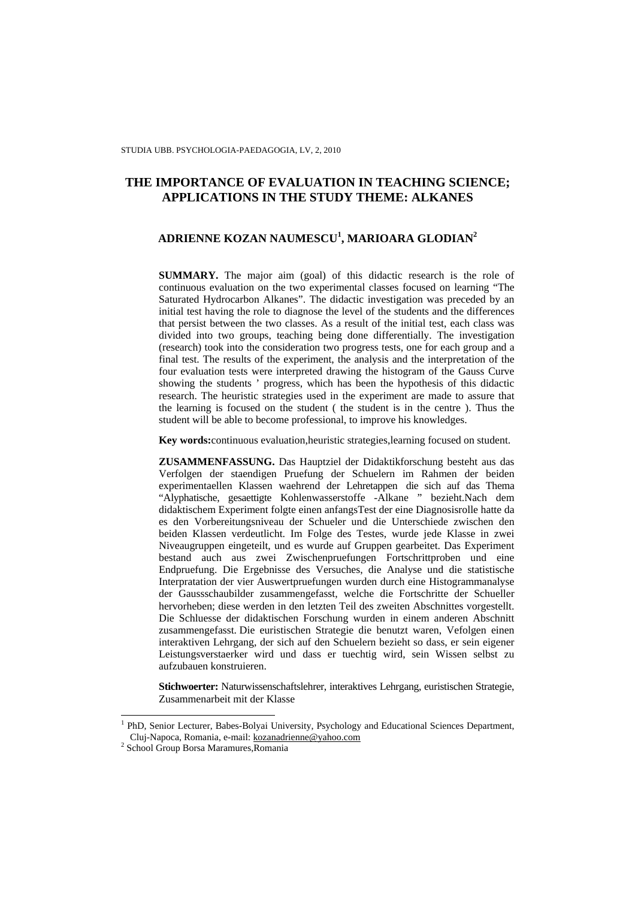# THE IMPORTANCE OF EVALUATION IN TEACHING SCIENCE; APPLICATIONS IN THE STUDY THEME: ALKANES

## ADRIENNE KOZAN NAUMESCU[1], MARIOARA GLODIAN[2]

**SUMMARY.** The major aim (goal) of this didactic research is the role of continuous evaluation on the two experimental classes focused on learning "The Saturated Hydrocarbon Alkanes". The didactic investigation was preceded by an initial test having the role to diagnose the level of the students and the differences that persist between the two classes. As a result of the initial test, each class was divided into two groups, teaching being done differentially. The investigation (research) took into the consideration two progress tests, one for each group and a final test. The results of the experiment, the analysis and the interpretation of the four evaluation tests were interpreted drawing the histogram of the Gauss Curve showing the students ' progress, which has been the hypothesis of this didactic research. The heuristic strategies used in the experiment are made to assure that the learning is focused on the student ( the student is in the centre ). Thus the student will be able to become professional, to improve his knowledges.

**Key words:**continuous evaluation,heuristic strategies,learning focused on student.

**ZUSAMMENFASSUNG.** Das Hauptziel der Didaktikforschung besteht aus das Verfolgen der staendigen Pruefung der Schuelern im Rahmen der beiden experimentaellen Klassen waehrend der Lehretappen die sich auf das Thema "Alyphatische, gesaettigte Kohlenwasserstoffe -Alkane " bezieht.Nach dem didaktischem Experiment folgte einen anfangsTest der eine Diagnosisrolle hatte da es den Vorbereitungsniveau der Schueler und die Unterschiede zwischen den beiden Klassen verdeutlicht. Im Folge des Testes, wurde jede Klasse in zwei Niveaugruppen eingeteilt, und es wurde auf Gruppen gearbeitet. Das Experiment bestand auch aus zwei Zwischenpruefungen Fortschrittproben und eine Endpruefung. Die Ergebnisse des Versuches, die Analyse und die statistische Interpratation der vier Auswertpruefungen wurden durch eine Histogrammanalyse der Gaussschaubilder zusammengefasst, welche die Fortschritte der Schueller hervorheben; diese werden in den letzten Teil des zweiten Abschnittes vorgestellt. Die Schluesse der didaktischen Forschung wurden in einem anderen Abschnitt zusammengefasst. Die euristischen Strategie die benutzt waren, Vefolgen einen interaktiven Lehrgang, der sich auf den Schuelern bezieht so dass, er sein eigener Leistungsverstaerker wird und dass er tuechtig wird, sein Wissen selbst zu aufzubauen konstruieren.

**Stichwoerter:** Naturwissenschaftslehrer, interaktives Lehrgang, euristischen Strategie, Zusammenarbeit mit der Klasse

---

[1] PhD, Senior Lecturer, Babes-Bolyai University, Psychology and Educational Sciences Department, Cluj-Napoca, Romania, e-mail: kozanadrienne@yahoo.com

[2] School Group Borsa Maramures,Romania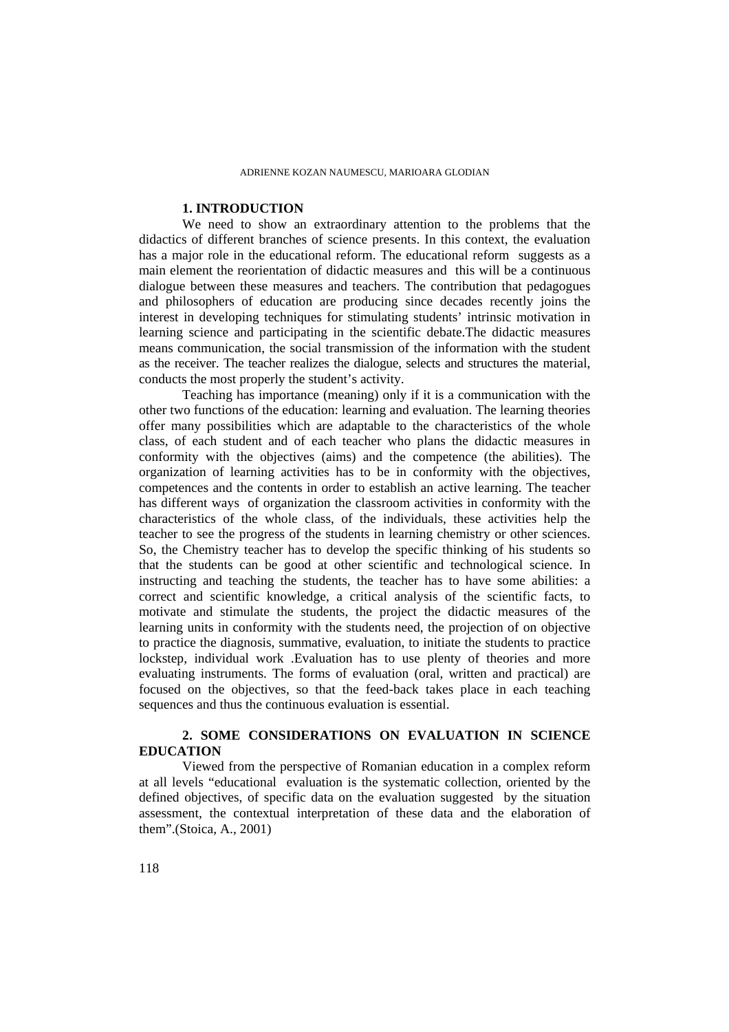## 1. INTRODUCTION

We need to show an extraordinary attention to the problems that the didactics of different branches of science presents. In this context, the evaluation has a major role in the educational reform. The educational reform suggests as a main element the reorientation of didactic measures and this will be a continuous dialogue between these measures and teachers. The contribution that pedagogues and philosophers of education are producing since decades recently joins the interest in developing techniques for stimulating students' intrinsic motivation in learning science and participating in the scientific debate.The didactic measures means communication, the social transmission of the information with the student as the receiver. The teacher realizes the dialogue, selects and structures the material, conducts the most properly the student's activity.

Teaching has importance (meaning) only if it is a communication with the other two functions of the education: learning and evaluation. The learning theories offer many possibilities which are adaptable to the characteristics of the whole class, of each student and of each teacher who plans the didactic measures in conformity with the objectives (aims) and the competence (the abilities). The organization of learning activities has to be in conformity with the objectives, competences and the contents in order to establish an active learning. The teacher has different ways of organization the classroom activities in conformity with the characteristics of the whole class, of the individuals, these activities help the teacher to see the progress of the students in learning chemistry or other sciences. So, the Chemistry teacher has to develop the specific thinking of his students so that the students can be good at other scientific and technological science. In instructing and teaching the students, the teacher has to have some abilities: a correct and scientific knowledge, a critical analysis of the scientific facts, to motivate and stimulate the students, the project the didactic measures of the learning units in conformity with the students need, the projection of on objective to practice the diagnosis, summative, evaluation, to initiate the students to practice lockstep, individual work .Evaluation has to use plenty of theories and more evaluating instruments. The forms of evaluation (oral, written and practical) are focused on the objectives, so that the feed-back takes place in each teaching sequences and thus the continuous evaluation is essential.

## 2. SOME CONSIDERATIONS ON EVALUATION IN SCIENCE EDUCATION

Viewed from the perspective of Romanian education in a complex reform at all levels "educational evaluation is the systematic collection, oriented by the defined objectives, of specific data on the evaluation suggested by the situation assessment, the contextual interpretation of these data and the elaboration of them".(Stoica, A., 2001)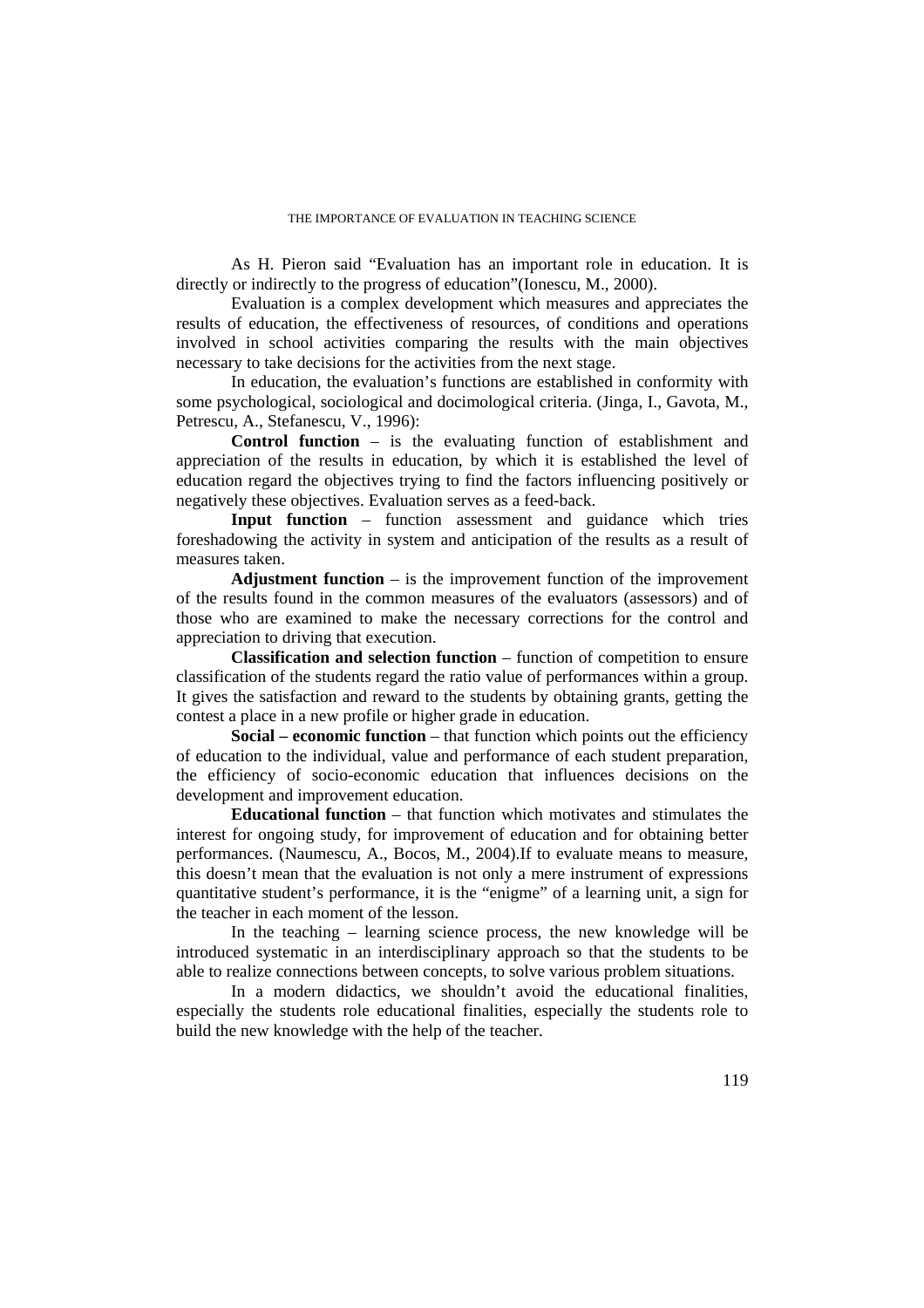As H. Pieron said "Evaluation has an important role in education. It is directly or indirectly to the progress of education"(Ionescu, M., 2000).

Evaluation is a complex development which measures and appreciates the results of education, the effectiveness of resources, of conditions and operations involved in school activities comparing the results with the main objectives necessary to take decisions for the activities from the next stage.

In education, the evaluation's functions are established in conformity with some psychological, sociological and docimological criteria. (Jinga, I., Gavota, M., Petrescu, A., Stefanescu, V., 1996):

**Control function** – is the evaluating function of establishment and appreciation of the results in education, by which it is established the level of education regard the objectives trying to find the factors influencing positively or negatively these objectives. Evaluation serves as a feed-back.

**Input function** – function assessment and guidance which tries foreshadowing the activity in system and anticipation of the results as a result of measures taken.

**Adjustment function** – is the improvement function of the improvement of the results found in the common measures of the evaluators (assessors) and of those who are examined to make the necessary corrections for the control and appreciation to driving that execution.

**Classification and selection function** – function of competition to ensure classification of the students regard the ratio value of performances within a group. It gives the satisfaction and reward to the students by obtaining grants, getting the contest a place in a new profile or higher grade in education.

**Social – economic function** – that function which points out the efficiency of education to the individual, value and performance of each student preparation, the efficiency of socio-economic education that influences decisions on the development and improvement education.

**Educational function** – that function which motivates and stimulates the interest for ongoing study, for improvement of education and for obtaining better performances. (Naumescu, A., Bocos, M., 2004).If to evaluate means to measure, this doesn't mean that the evaluation is not only a mere instrument of expressions quantitative student's performance, it is the "enigme" of a learning unit, a sign for the teacher in each moment of the lesson.

In the teaching – learning science process, the new knowledge will be introduced systematic in an interdisciplinary approach so that the students to be able to realize connections between concepts, to solve various problem situations.

In a modern didactics, we shouldn't avoid the educational finalities, especially the students role educational finalities, especially the students role to build the new knowledge with the help of the teacher.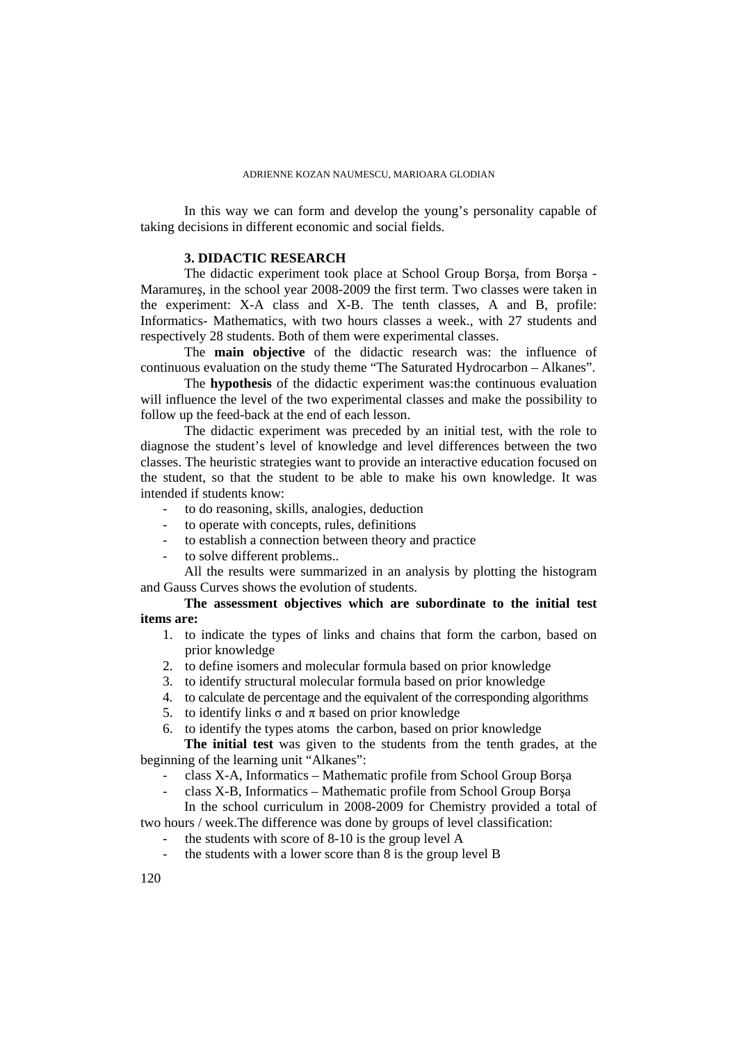In this way we can form and develop the young's personality capable of taking decisions in different economic and social fields.

### 3. DIDACTIC RESEARCH

The didactic experiment took place at School Group Borşa, from Borşa - Maramureş, in the school year 2008-2009 the first term. Two classes were taken in the experiment: X-A class and X-B. The tenth classes, A and B, profile: Informatics- Mathematics, with two hours classes a week., with 27 students and respectively 28 students. Both of them were experimental classes.

The **main objective** of the didactic research was: the influence of continuous evaluation on the study theme "The Saturated Hydrocarbon – Alkanes".

The **hypothesis** of the didactic experiment was:the continuous evaluation will influence the level of the two experimental classes and make the possibility to follow up the feed-back at the end of each lesson.

The didactic experiment was preceded by an initial test, with the role to diagnose the student's level of knowledge and level differences between the two classes. The heuristic strategies want to provide an interactive education focused on the student, so that the student to be able to make his own knowledge. It was intended if students know:

- to do reasoning, skills, analogies, deduction
- to operate with concepts, rules, definitions
- to establish a connection between theory and practice
- to solve different problems..

All the results were summarized in an analysis by plotting the histogram and Gauss Curves shows the evolution of students.

**The assessment objectives which are subordinate to the initial test items are:**

1. to indicate the types of links and chains that form the carbon, based on prior knowledge
2. to define isomers and molecular formula based on prior knowledge
3. to identify structural molecular formula based on prior knowledge
4. to calculate de percentage and the equivalent of the corresponding algorithms
5. to identify links σ and π based on prior knowledge
6. to identify the types atoms the carbon, based on prior knowledge

**The initial test** was given to the students from the tenth grades, at the beginning of the learning unit "Alkanes":

- class X-A, Informatics – Mathematic profile from School Group Borşa
- class X-B, Informatics – Mathematic profile from School Group Borşa

In the school curriculum in 2008-2009 for Chemistry provided a total of two hours / week.The difference was done by groups of level classification:

- the students with score of 8-10 is the group level A
- the students with a lower score than 8 is the group level B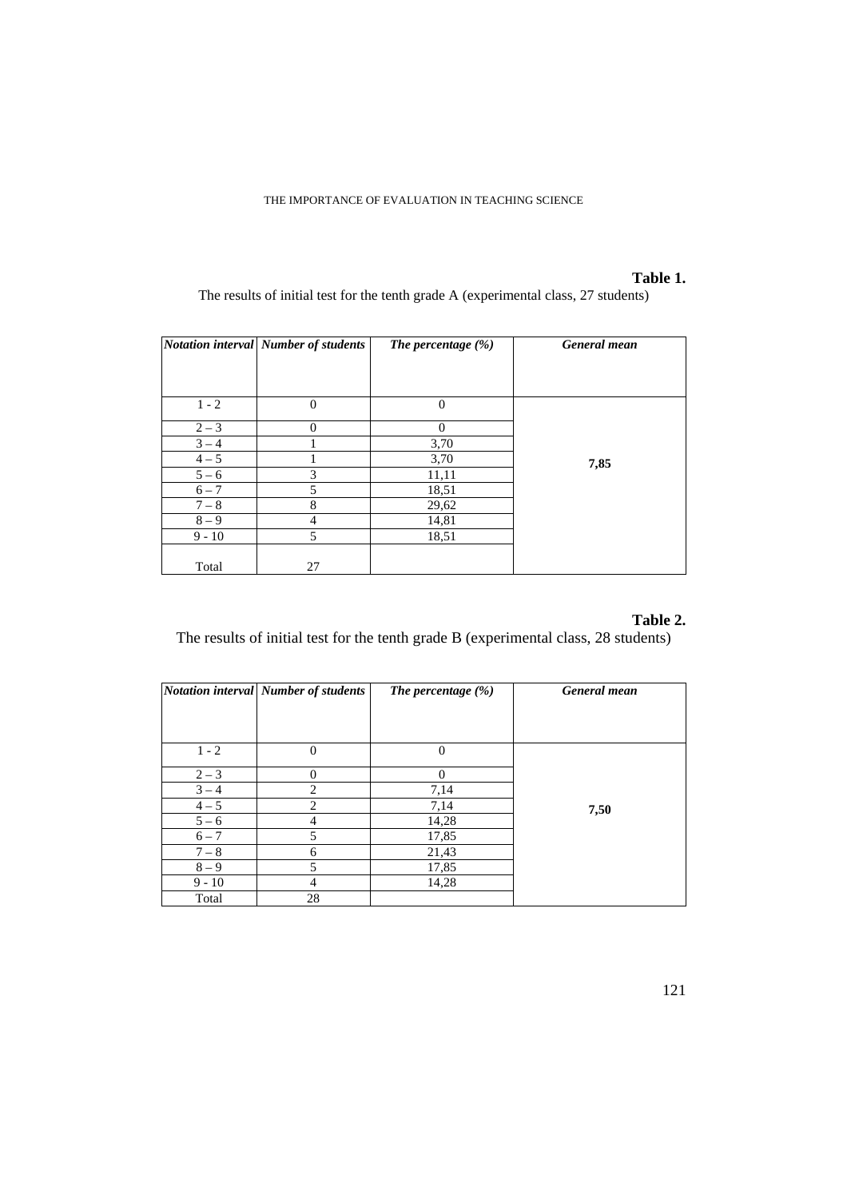**Table 1.**

The results of initial test for the tenth grade A (experimental class, 27 students)

| *Notation interval* | *Number of students* | *The percentage (%)* | *General mean* |
|---|---|---|---|
| 1 - 2 | 0 | 0 | **7,85** |
| 2 – 3 | 0 | 0 | |
| 3 – 4 | 1 | 3,70 | |
| 4 – 5 | 1 | 3,70 | |
| 5 – 6 | 3 | 11,11 | |
| 6 – 7 | 5 | 18,51 | |
| 7 – 8 | 8 | 29,62 | |
| 8 – 9 | 4 | 14,81 | |
| 9 - 10 | 5 | 18,51 | |
| Total | 27 | | |

**Table 2.**

The results of initial test for the tenth grade B (experimental class, 28 students)

| *Notation interval* | *Number of students* | *The percentage (%)* | *General mean* |
|---|---|---|---|
| 1 - 2 | 0 | 0 | **7,50** |
| 2 – 3 | 0 | 0 | |
| 3 – 4 | 2 | 7,14 | |
| 4 – 5 | 2 | 7,14 | |
| 5 – 6 | 4 | 14,28 | |
| 6 – 7 | 5 | 17,85 | |
| 7 – 8 | 6 | 21,43 | |
| 8 – 9 | 5 | 17,85 | |
| 9 - 10 | 4 | 14,28 | |
| Total | 28 | | |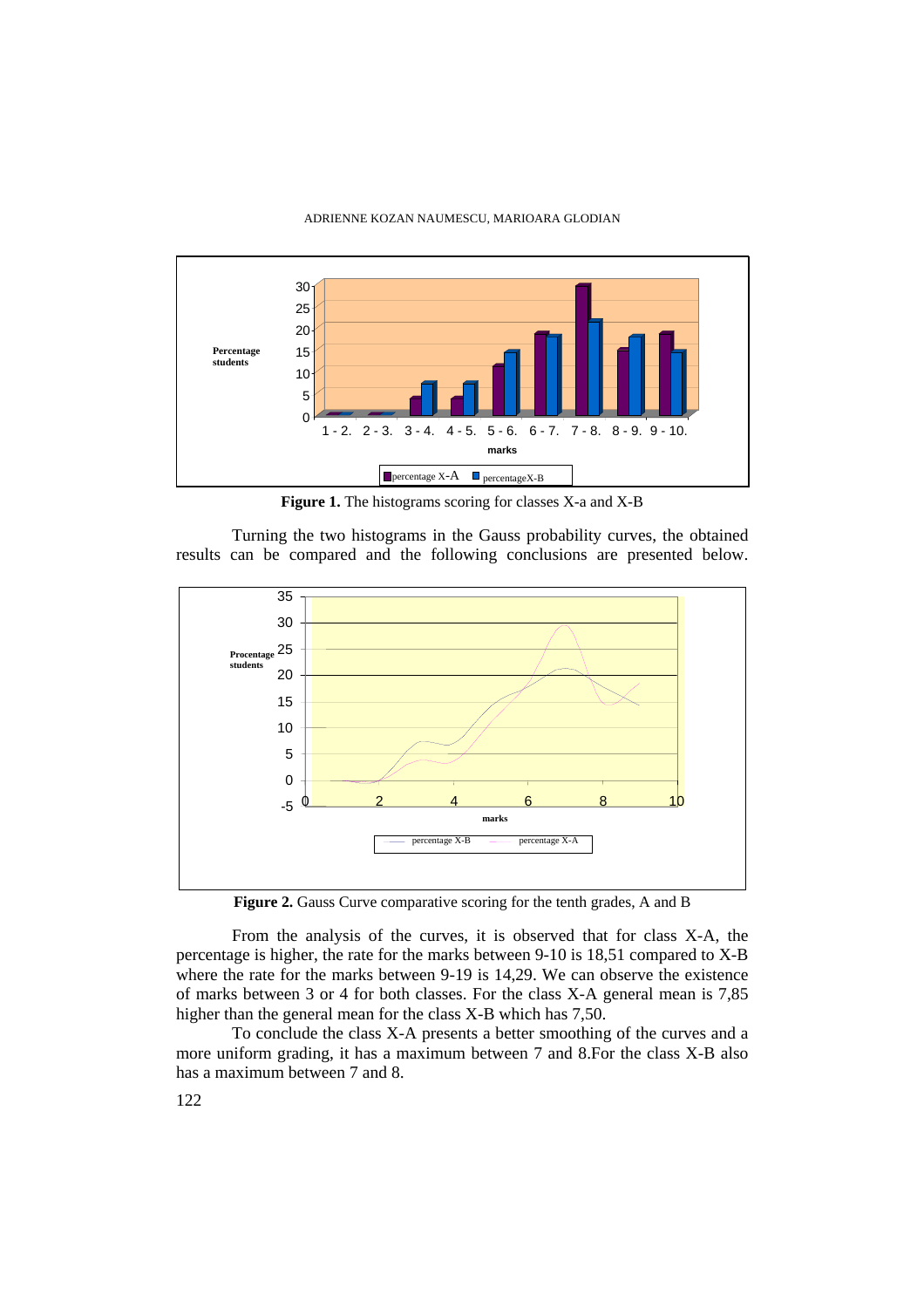**Figure 1.** The histograms scoring for classes X-a and X-B

Turning the two histograms in the Gauss probability curves, the obtained results can be compared and the following conclusions are presented below.

**Figure 2.** Gauss Curve comparative scoring for the tenth grades, A and B

From the analysis of the curves, it is observed that for class X-A, the percentage is higher, the rate for the marks between 9-10 is 18,51 compared to X-B where the rate for the marks between 9-19 is 14,29. We can observe the existence of marks between 3 or 4 for both classes. For the class X-A general mean is 7,85 higher than the general mean for the class X-B which has 7,50.

To conclude the class X-A presents a better smoothing of the curves and a more uniform grading, it has a maximum between 7 and 8.For the class X-B also has a maximum between 7 and 8.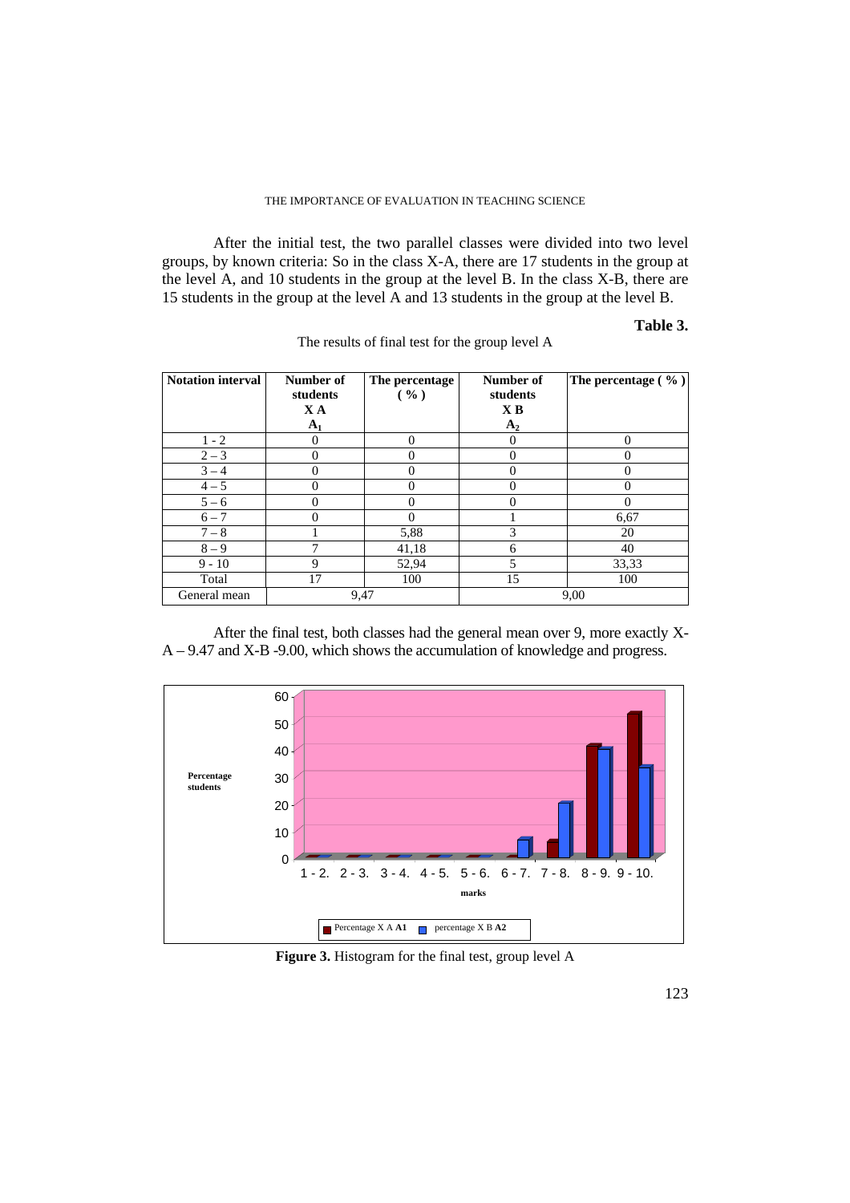After the initial test, the two parallel classes were divided into two level groups, by known criteria: So in the class X-A, there are 17 students in the group at the level A, and 10 students in the group at the level B. In the class X-B, there are 15 students in the group at the level A and 13 students in the group at the level B.

**Table 3.**

The results of final test for the group level A

| Notation interval | Number of students X A $A_1$ | The percentage ( % ) | Number of students X B $A_2$ | The percentage ( % ) |
|---|---|---|---|---|
| 1 - 2 | 0 | 0 | 0 | 0 |
| 2 – 3 | 0 | 0 | 0 | 0 |
| 3 – 4 | 0 | 0 | 0 | 0 |
| 4 – 5 | 0 | 0 | 0 | 0 |
| 5 – 6 | 0 | 0 | 0 | 0 |
| 6 – 7 | 0 | 0 | 1 | 6,67 |
| 7 – 8 | 1 | 5,88 | 3 | 20 |
| 8 – 9 | 7 | 41,18 | 6 | 40 |
| 9 - 10 | 9 | 52,94 | 5 | 33,33 |
| Total | 17 | 100 | 15 | 100 |
| General mean | 9,47 | | 9,00 | |

After the final test, both classes had the general mean over 9, more exactly X-A – 9.47 and X-B -9.00, which shows the accumulation of knowledge and progress.

**Figure 3.** Histogram for the final test, group level A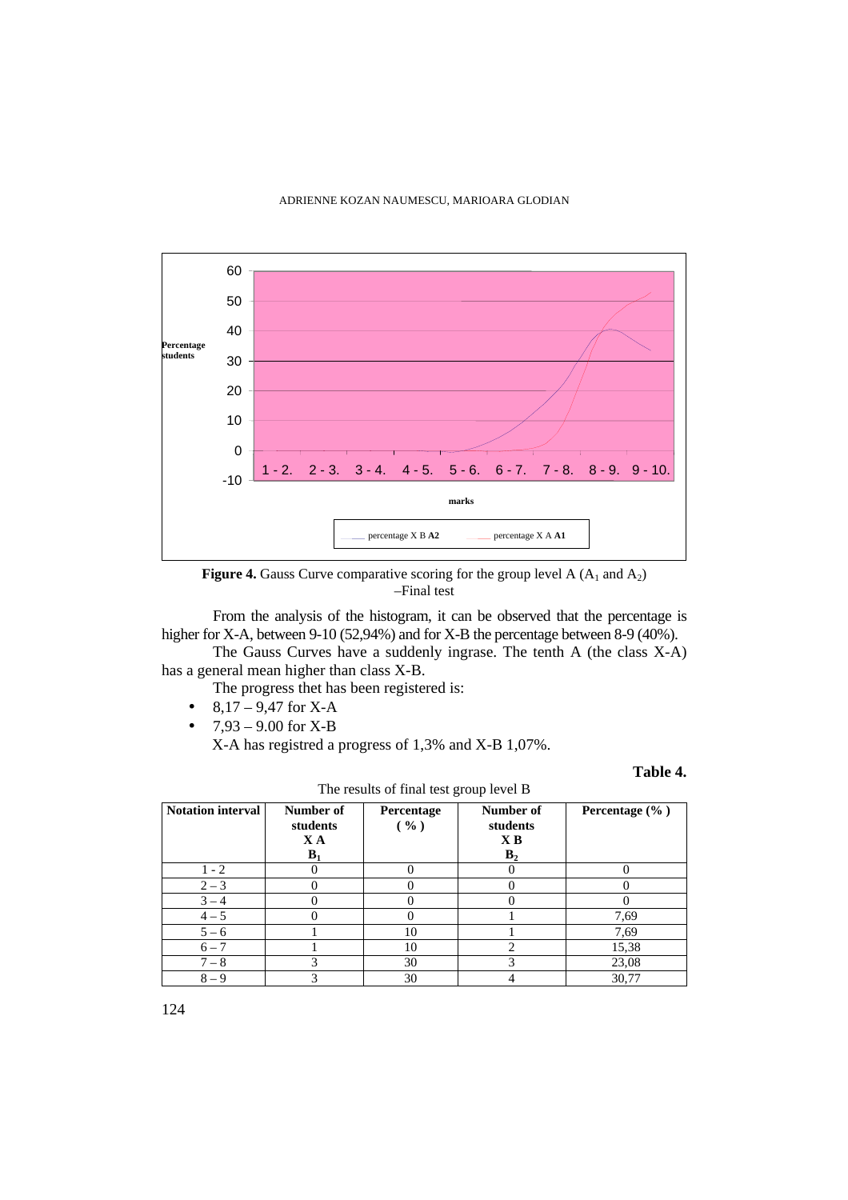**Figure 4.** Gauss Curve comparative scoring for the group level A ($A_1$ and $A_2$) –Final test

From the analysis of the histogram, it can be observed that the percentage is higher for X-A, between 9-10 (52,94%) and for X-B the percentage between 8-9 (40%).

The Gauss Curves have a suddenly ingrase. The tenth A (the class X-A) has a general mean higher than class X-B.

The progress thet has been registered is:

- 8,17 – 9,47 for X-A
- 7,93 – 9.00 for X-B

X-A has registred a progress of 1,3% and X-B 1,07%.

**Table 4.**

The results of final test group level B

| Notation interval | Number of students X A $B_1$ | Percentage ( % ) | Number of students X B $B_2$ | Percentage (% ) |
|---|---|---|---|---|
| 1 - 2 | 0 | 0 | 0 | 0 |
| 2 – 3 | 0 | 0 | 0 | 0 |
| 3 – 4 | 0 | 0 | 0 | 0 |
| 4 – 5 | 0 | 0 | 1 | 7,69 |
| 5 – 6 | 1 | 10 | 1 | 7,69 |
| 6 – 7 | 1 | 10 | 2 | 15,38 |
| 7 – 8 | 3 | 30 | 3 | 23,08 |
| 8 – 9 | 3 | 30 | 4 | 30,77 |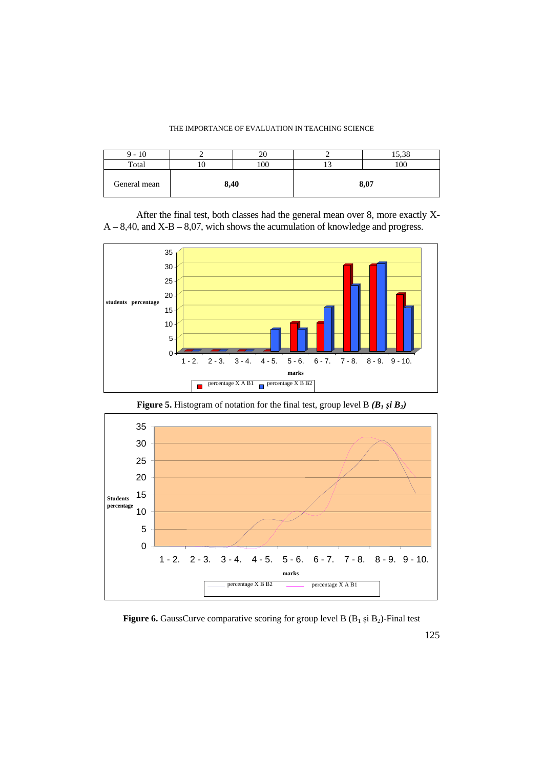| 9 - 10 | 2 | 20 | 2 | 15,38 |
|---|---|---|---|---|
| Total | 10 | 100 | 13 | 100 |
| General mean | **8,40** | | **8,07** | |

After the final test, both classes had the general mean over 8, more exactly X-A – 8,40, and X-B – 8,07, wich shows the acumulation of knowledge and progress.

**Figure 5.** Histogram of notation for the final test, group level B ***(B₁ şi B₂)***

**Figure 6.** GaussCurve comparative scoring for group level B ($B_1$ şi $B_2$)-Final test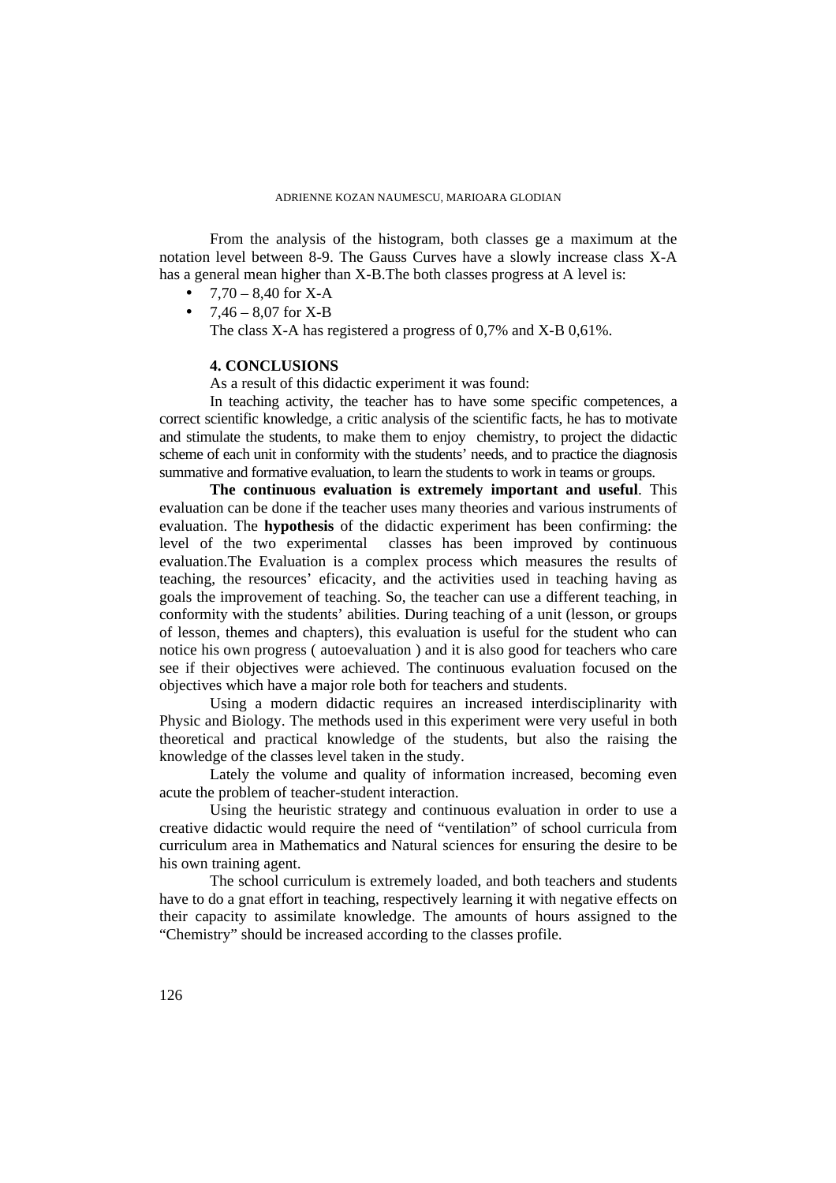From the analysis of the histogram, both classes ge a maximum at the notation level between 8-9. The Gauss Curves have a slowly increase class X-A has a general mean higher than X-B.The both classes progress at A level is:

- 7,70 – 8,40 for X-A
- 7,46 – 8,07 for X-B

The class X-A has registered a progress of 0,7% and X-B 0,61%.

## 4. CONCLUSIONS

As a result of this didactic experiment it was found:

In teaching activity, the teacher has to have some specific competences, a correct scientific knowledge, a critic analysis of the scientific facts, he has to motivate and stimulate the students, to make them to enjoy chemistry, to project the didactic scheme of each unit in conformity with the students' needs, and to practice the diagnosis summative and formative evaluation, to learn the students to work in teams or groups.

**The continuous evaluation is extremely important and useful**. This evaluation can be done if the teacher uses many theories and various instruments of evaluation. The **hypothesis** of the didactic experiment has been confirming: the level of the two experimental classes has been improved by continuous evaluation.The Evaluation is a complex process which measures the results of teaching, the resources' eficacity, and the activities used in teaching having as goals the improvement of teaching. So, the teacher can use a different teaching, in conformity with the students' abilities. During teaching of a unit (lesson, or groups of lesson, themes and chapters), this evaluation is useful for the student who can notice his own progress ( autoevaluation ) and it is also good for teachers who care see if their objectives were achieved. The continuous evaluation focused on the objectives which have a major role both for teachers and students.

Using a modern didactic requires an increased interdisciplinarity with Physic and Biology. The methods used in this experiment were very useful in both theoretical and practical knowledge of the students, but also the raising the knowledge of the classes level taken in the study.

Lately the volume and quality of information increased, becoming even acute the problem of teacher-student interaction.

Using the heuristic strategy and continuous evaluation in order to use a creative didactic would require the need of "ventilation" of school curricula from curriculum area in Mathematics and Natural sciences for ensuring the desire to be his own training agent.

The school curriculum is extremely loaded, and both teachers and students have to do a gnat effort in teaching, respectively learning it with negative effects on their capacity to assimilate knowledge. The amounts of hours assigned to the "Chemistry" should be increased according to the classes profile.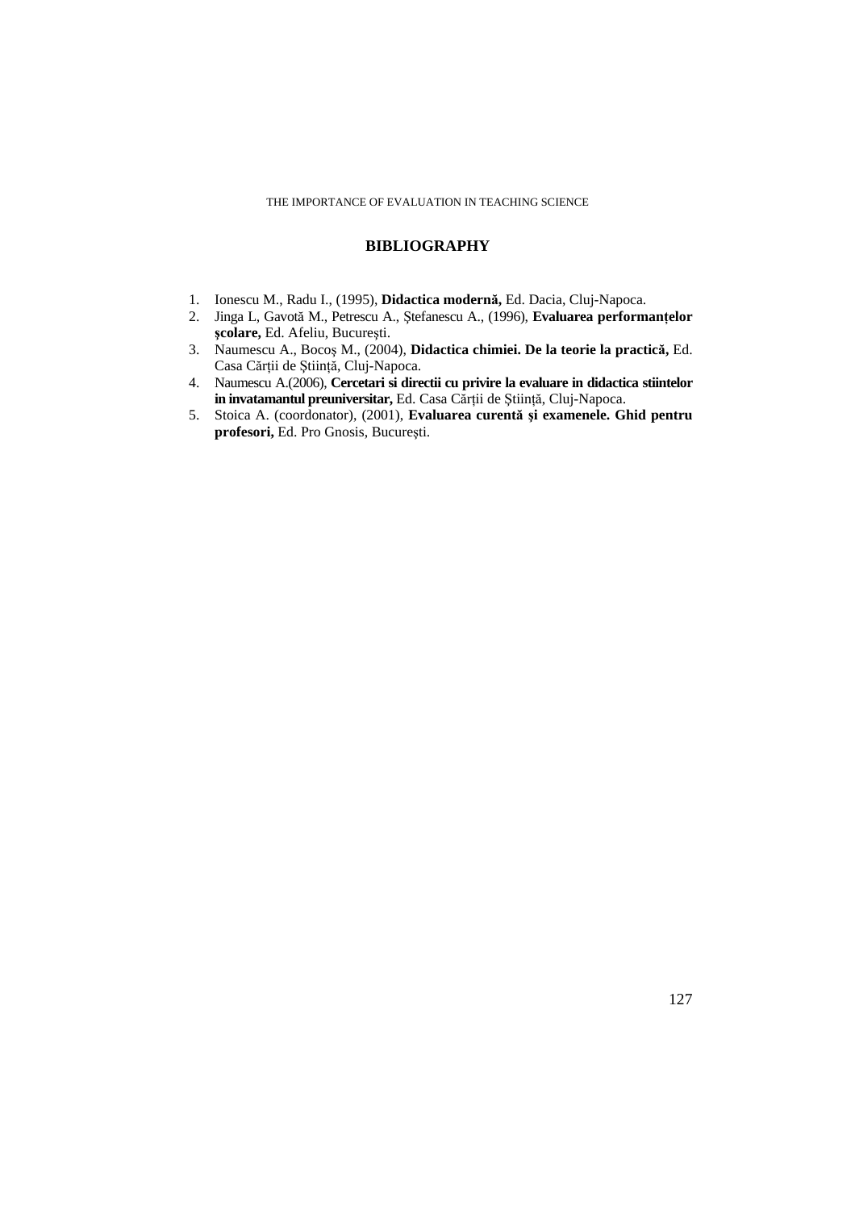## BIBLIOGRAPHY

1. Ionescu M., Radu I., (1995), **Didactica modernă,** Ed. Dacia, Cluj-Napoca.
2. Jinga L, Gavotă M., Petrescu A., Ștefanescu A., (1996), **Evaluarea performanțelor școlare,** Ed. Afeliu, București.
3. Naumescu A., Bocoş M., (2004), **Didactica chimiei. De la teorie la practică,** Ed. Casa Cărții de Științǎ, Cluj-Napoca.
4. Naumescu A.(2006), **Cercetari si directii cu privire la evaluare in didactica stiintelor in invatamantul preuniversitar,** Ed. Casa Cărții de Științǎ, Cluj-Napoca.
5. Stoica A. (coordonator), (2001), **Evaluarea curentă şi examenele. Ghid pentru profesori,** Ed. Pro Gnosis, București.